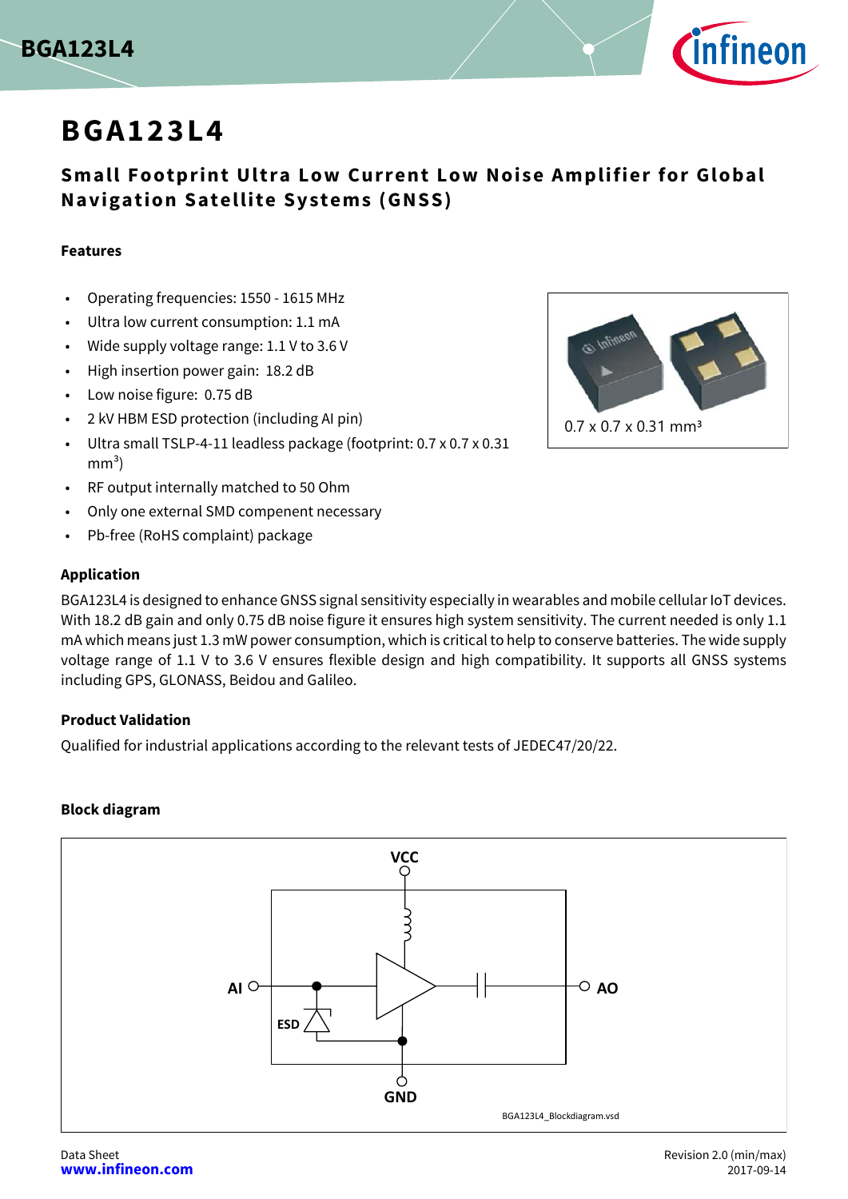# BGA123L4

## Small Footprint Ultra Low Current Low Noise Amplifier for Global Navigation Satellite Systems (GNSS)

### Features

- Operating frequencies: 1550 - 1615 MHz
- Ultra low current consumption: 1.1 mA
- Wide supply voltage range: 1.1 V to 3.6 V
- High insertion power gain: 18.2 dB
- Low noise figure: 0.75 dB
- 2 kV HBM ESD protection (including AI pin)
- Ultra small TSLP-4-11 leadless package (footprint: 0.7 x 0.7 x 0.31 $mm^3$)
- RF output internally matched to 50 Ohm
- Only one external SMD compenent necessary
- Pb-free (RoHS complaint) package

0.7 x 0.7 x 0.31 $mm^3$

### Application

BGA123L4 is designed to enhance GNSS signal sensitivity especially in wearables and mobile cellular IoT devices. With 18.2 dB gain and only 0.75 dB noise figure it ensures high system sensitivity. The current needed is only 1.1 mA which means just 1.3 mW power consumption, which is critical to help to conserve batteries. The wide supply voltage range of 1.1 V to 3.6 V ensures flexible design and high compatibility. It supports all GNSS systems including GPS, GLONASS, Beidou and Galileo.

### Product Validation

Qualified for industrial applications according to the relevant tests of JEDEC47/20/22.

### Block diagram

VCC, AI, ESD, AO, GND

BGA123L4_Blockdiagram.vsd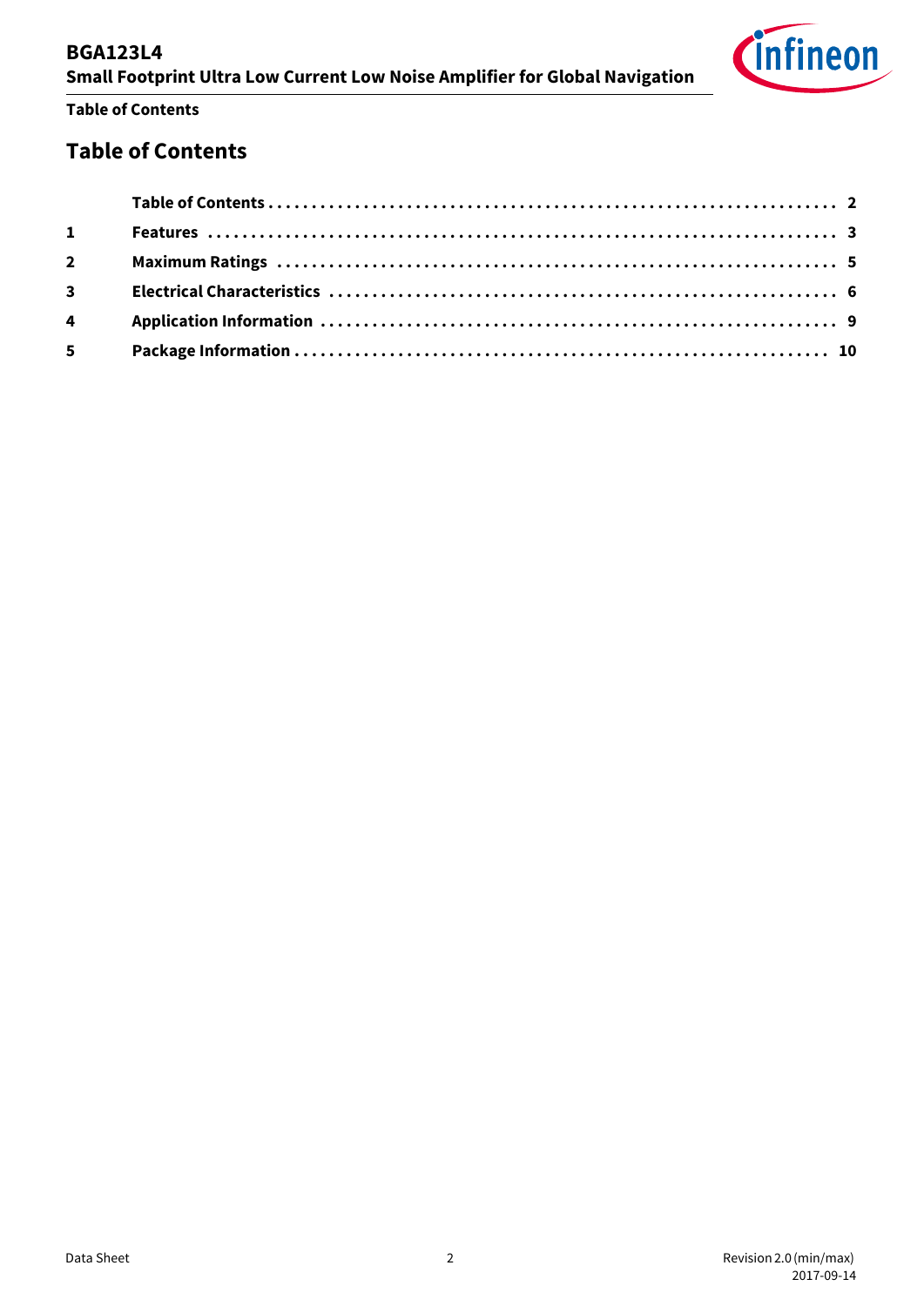# Table of Contents

| | | |
|---|---|---|
| | Table of Contents | 2 |
| 1 | Features | 3 |
| 2 | Maximum Ratings | 5 |
| 3 | Electrical Characteristics | 6 |
| 4 | Application Information | 9 |
| 5 | Package Information | 10 |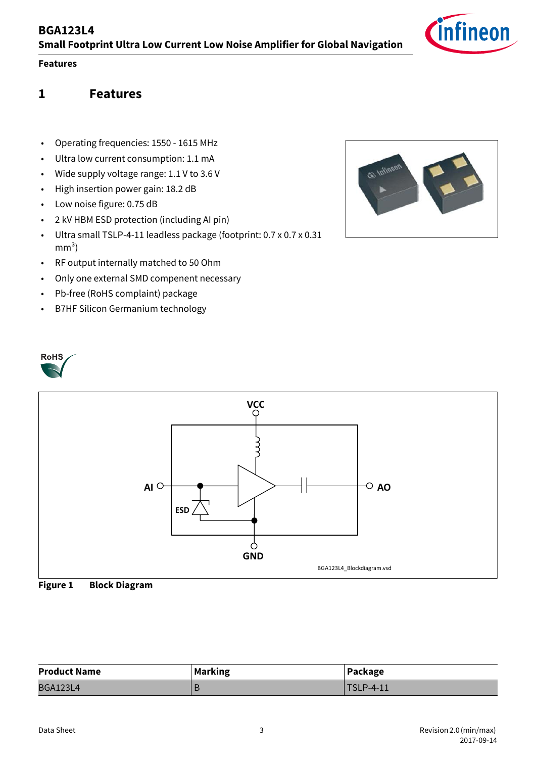# 1 Features

- Operating frequencies: 1550 - 1615 MHz
- Ultra low current consumption: 1.1 mA
- Wide supply voltage range: 1.1 V to 3.6 V
- High insertion power gain: 18.2 dB
- Low noise figure: 0.75 dB
- 2 kV HBM ESD protection (including AI pin)
- Ultra small TSLP-4-11 leadless package (footprint: 0.7 x 0.7 x 0.31 mm$^3$)
- RF output internally matched to 50 Ohm
- Only one external SMD compenent necessary
- Pb-free (RoHS complaint) package
- B7HF Silicon Germanium technology

**Figure 1 Block Diagram**

| Product Name | Marking | Package |
|---|---|---|
| BGA123L4 | B | TSLP-4-11 |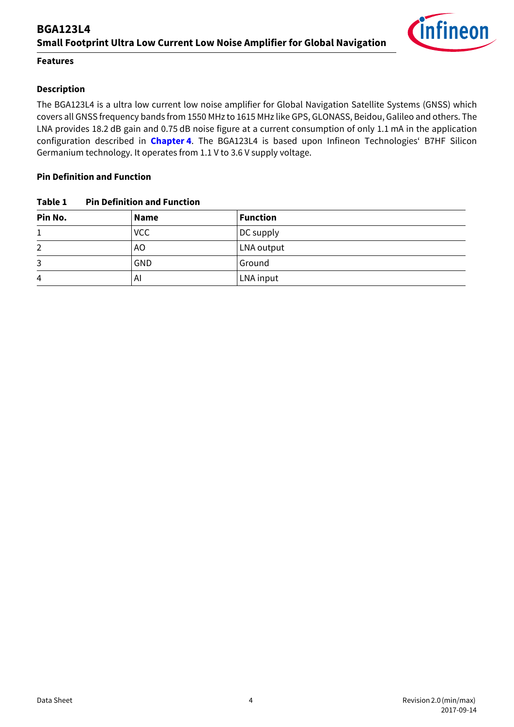## Features

## Description

The BGA123L4 is a ultra low current low noise amplifier for Global Navigation Satellite Systems (GNSS) which covers all GNSS frequency bands from 1550 MHz to 1615 MHz like GPS, GLONASS, Beidou, Galileo and others. The LNA provides 18.2 dB gain and 0.75 dB noise figure at a current consumption of only 1.1 mA in the application configuration described in **Chapter 4**. The BGA123L4 is based upon Infineon Technologies‘ B7HF Silicon Germanium technology. It operates from 1.1 V to 3.6 V supply voltage.

## Pin Definition and Function

**Table 1 Pin Definition and Function**

| Pin No. | Name | Function |
|---|---|---|
| 1 | VCC | DC supply |
| 2 | AO | LNA output |
| 3 | GND | Ground |
| 4 | AI | LNA input |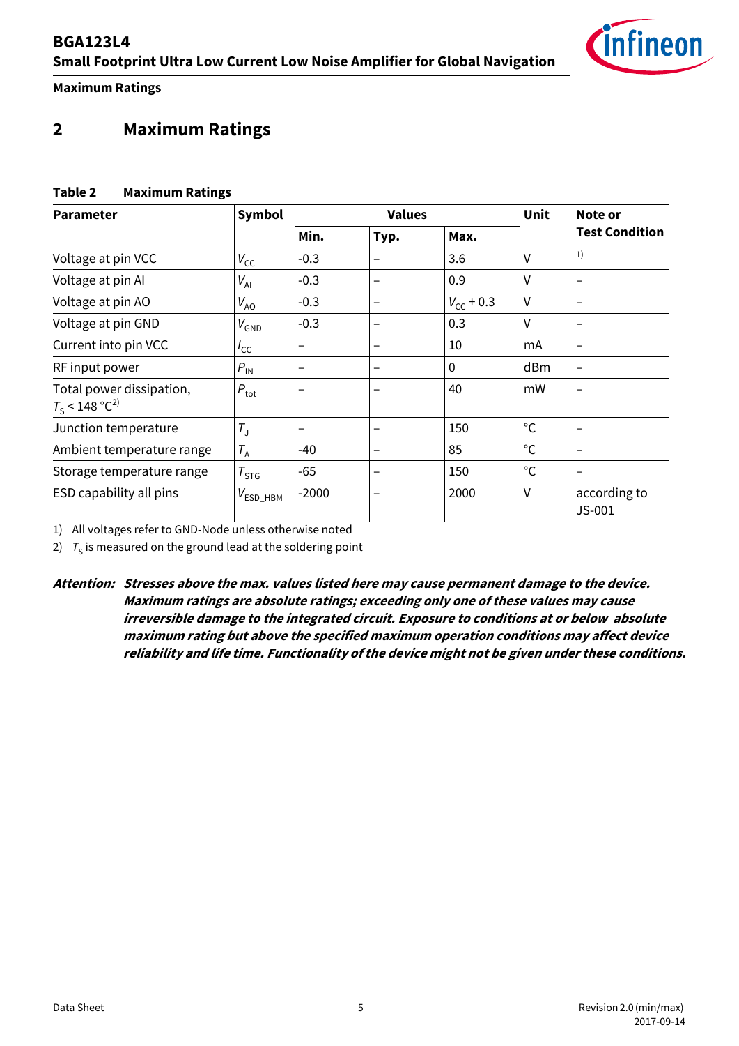# 2 Maximum Ratings

**Table 2 Maximum Ratings**

| Parameter | Symbol | Values | | | Unit | Note or Test Condition |
|---|---|---|---|---|---|---|
| | | Min. | Typ. | Max. | | |
| Voltage at pin VCC | $V_{CC}$ | -0.3 | – | 3.6 | V | [1] |
| Voltage at pin AI | $V_{AI}$ | -0.3 | – | 0.9 | V | – |
| Voltage at pin AO | $V_{AO}$ | -0.3 | – | $V_{CC}$ + 0.3 | V | – |
| Voltage at pin GND | $V_{GND}$ | -0.3 | – | 0.3 | V | – |
| Current into pin VCC | $I_{CC}$ | – | – | 10 | mA | – |
| RF input power | $P_{IN}$ | – | – | 0 | dBm | – |
| Total power dissipation, $T_S$ < 148 °C[2] | $P_{tot}$ | – | – | 40 | mW | – |
| Junction temperature | $T_J$ | – | – | 150 | °C | – |
| Ambient temperature range | $T_A$ | -40 | – | 85 | °C | – |
| Storage temperature range | $T_{STG}$ | -65 | – | 150 | °C | – |
| ESD capability all pins | $V_{ESD\_HBM}$ | -2000 | – | 2000 | V | according to JS-001 |

1) All voltages refer to GND-Node unless otherwise noted

2) $T_S$ is measured on the ground lead at the soldering point

***Attention: Stresses above the max. values listed here may cause permanent damage to the device. Maximum ratings are absolute ratings; exceeding only one of these values may cause irreversible damage to the integrated circuit. Exposure to conditions at or below absolute maximum rating but above the specified maximum operation conditions may affect device reliability and life time. Functionality of the device might not be given under these conditions.***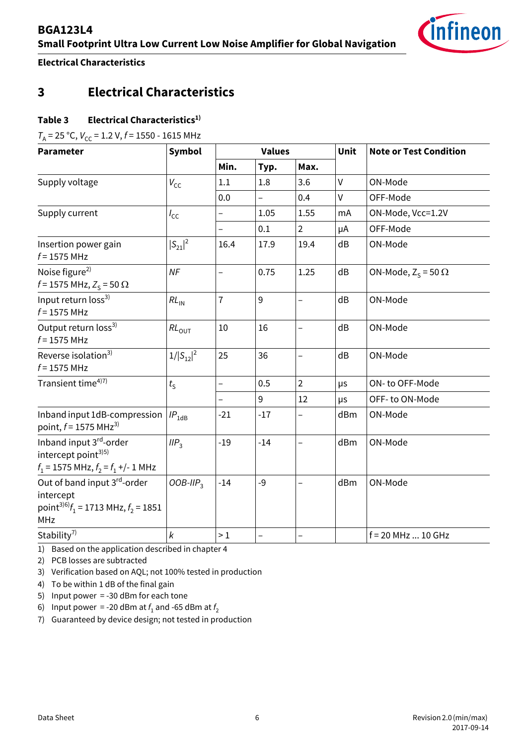# 3 Electrical Characteristics

**Table 3 Electrical Characteristics[1)]**

$T_A$ = 25 °C, $V_{CC}$ = 1.2 V, $f$ = 1550 - 1615 MHz

| Parameter | Symbol | Values | | | Unit | Note or Test Condition |
|---|---|---|---|---|---|---|
| | | Min. | Typ. | Max. | | |
| Supply voltage | $V_{CC}$ | 1.1 | 1.8 | 3.6 | V | ON-Mode |
| | | 0.0 | – | 0.4 | V | OFF-Mode |
| Supply current | $I_{CC}$ | – | 1.05 | 1.55 | mA | ON-Mode, Vcc=1.2V |
| | | – | 0.1 | 2 | µA | OFF-Mode |
| Insertion power gain $f$ = 1575 MHz | $\|S_{21}\|^2$ | 16.4 | 17.9 | 19.4 | dB | ON-Mode |
| Noise figure[2)] $f$ = 1575 MHz, $Z_S$ = 50 Ω | $NF$ | – | 0.75 | 1.25 | dB | ON-Mode, $Z_S$ = 50 Ω |
| Input return loss[3)] $f$ = 1575 MHz | $RL_{IN}$ | 7 | 9 | – | dB | ON-Mode |
| Output return loss[3)] $f$ = 1575 MHz | $RL_{OUT}$ | 10 | 16 | – | dB | ON-Mode |
| Reverse isolation[3)] $f$ = 1575 MHz | $1/\|S_{12}\|^2$ | 25 | 36 | – | dB | ON-Mode |
| Transient time[4)7)] | $t_S$ | – | 0.5 | 2 | µs | ON- to OFF-Mode |
| | | – | 9 | 12 | µs | OFF- to ON-Mode |
| Inband input 1dB-compression point, $f$ = 1575 MHz[3)] | $IP_{1dB}$ | -21 | -17 | – | dBm | ON-Mode |
| Inband input 3rd-order intercept point[3)5)] $f_1$ = 1575 MHz, $f_2$ = $f_1$ +/- 1 MHz | $IIP_3$ | -19 | -14 | – | dBm | ON-Mode |
| Out of band input 3rd-order intercept point[3)6)] $f_1$ = 1713 MHz, $f_2$ = 1851 MHz | $OOB\text{-}IIP_3$ | -14 | -9 | – | dBm | ON-Mode |
| Stability[7)] | $k$ | > 1 | – | – | | f = 20 MHz ... 10 GHz |

1) Based on the application described in chapter 4
2) PCB losses are subtracted
3) Verification based on AQL; not 100% tested in production
4) To be within 1 dB of the final gain
5) Input power = -30 dBm for each tone
6) Input power = -20 dBm at $f_1$ and -65 dBm at $f_2$
7) Guaranteed by device design; not tested in production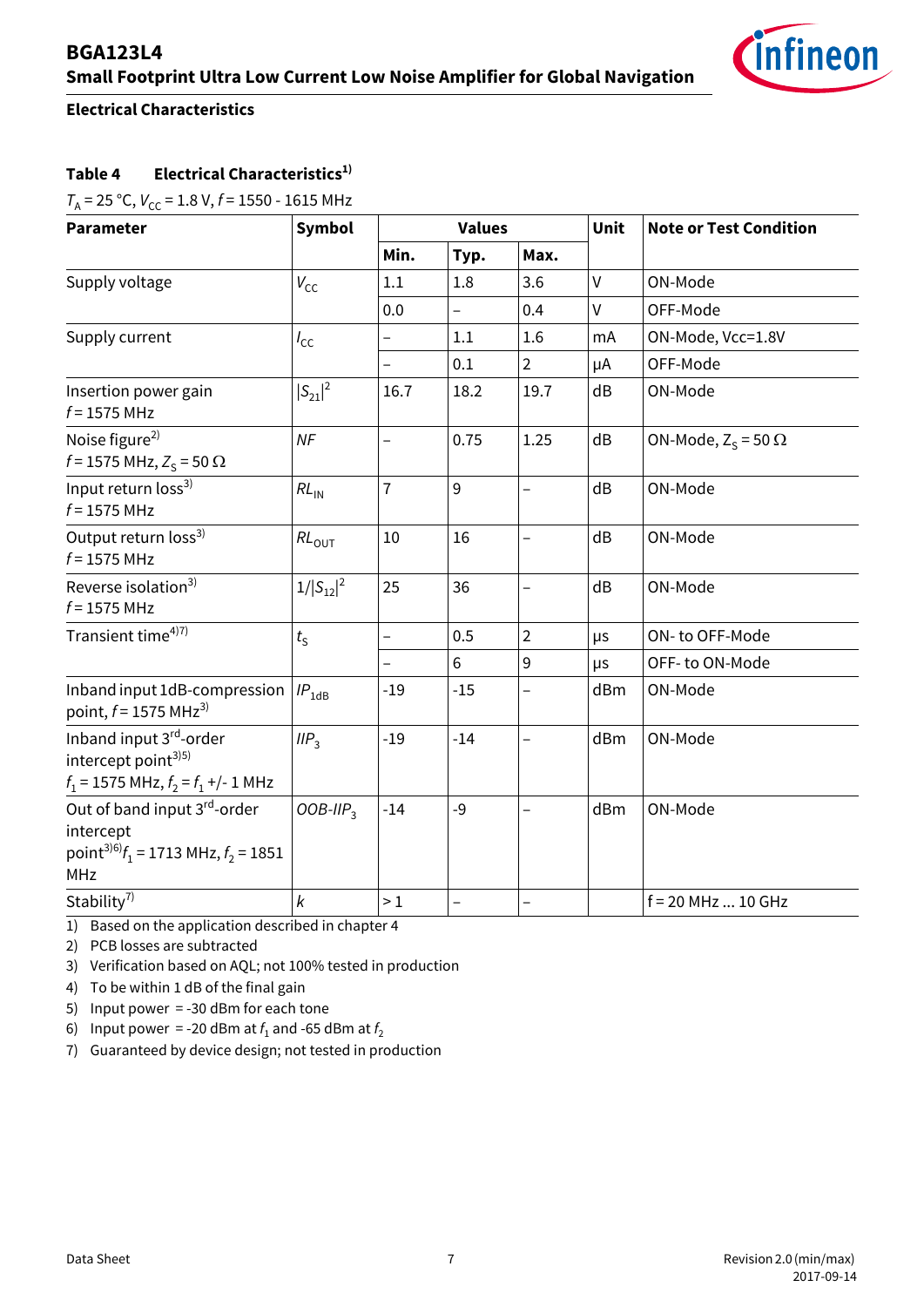## Electrical Characteristics

**Table 4 Electrical Characteristics**[1]

$T_A$ = 25 °C, $V_{CC}$ = 1.8 V, $f$ = 1550 - 1615 MHz

| Parameter | Symbol | Values | | | Unit | Note or Test Condition |
|---|---|---|---|---|---|---|
| | | Min. | Typ. | Max. | | |
| Supply voltage | $V_{CC}$ | 1.1 | 1.8 | 3.6 | V | ON-Mode |
| | | 0.0 | – | 0.4 | V | OFF-Mode |
| Supply current | $I_{CC}$ | – | 1.1 | 1.6 | mA | ON-Mode, Vcc=1.8V |
| | | – | 0.1 | 2 | µA | OFF-Mode |
| Insertion power gain $f$ = 1575 MHz | $\|S_{21}\|^2$ | 16.7 | 18.2 | 19.7 | dB | ON-Mode |
| Noise figure[2] $f$ = 1575 MHz, $Z_S$ = 50 Ω | $NF$ | – | 0.75 | 1.25 | dB | ON-Mode, $Z_S$ = 50 Ω |
| Input return loss[3] $f$ = 1575 MHz | $RL_{IN}$ | 7 | 9 | – | dB | ON-Mode |
| Output return loss[3] $f$ = 1575 MHz | $RL_{OUT}$ | 10 | 16 | – | dB | ON-Mode |
| Reverse isolation[3] $f$ = 1575 MHz | $1/\|S_{12}\|^2$ | 25 | 36 | – | dB | ON-Mode |
| Transient time[4,7] | $t_S$ | – | 0.5 | 2 | µs | ON- to OFF-Mode |
| | | – | 6 | 9 | µs | OFF- to ON-Mode |
| Inband input 1dB-compression point, $f$ = 1575 MHz[3] | $IP_{1dB}$ | -19 | -15 | – | dBm | ON-Mode |
| Inband input 3rd-order intercept point[3,5] $f_1$ = 1575 MHz, $f_2 = f_1$ +/- 1 MHz | $IIP_3$ | -19 | -14 | – | dBm | ON-Mode |
| Out of band input 3rd-order intercept point[3,6] $f_1$ = 1713 MHz, $f_2$ = 1851 MHz | $OOB\text{-}IIP_3$ | -14 | -9 | – | dBm | ON-Mode |
| Stability[7] | $k$ | > 1 | – | – | | f = 20 MHz ... 10 GHz |

1) Based on the application described in chapter 4
2) PCB losses are subtracted
3) Verification based on AQL; not 100% tested in production
4) To be within 1 dB of the final gain
5) Input power = -30 dBm for each tone
6) Input power = -20 dBm at $f_1$ and -65 dBm at $f_2$
7) Guaranteed by device design; not tested in production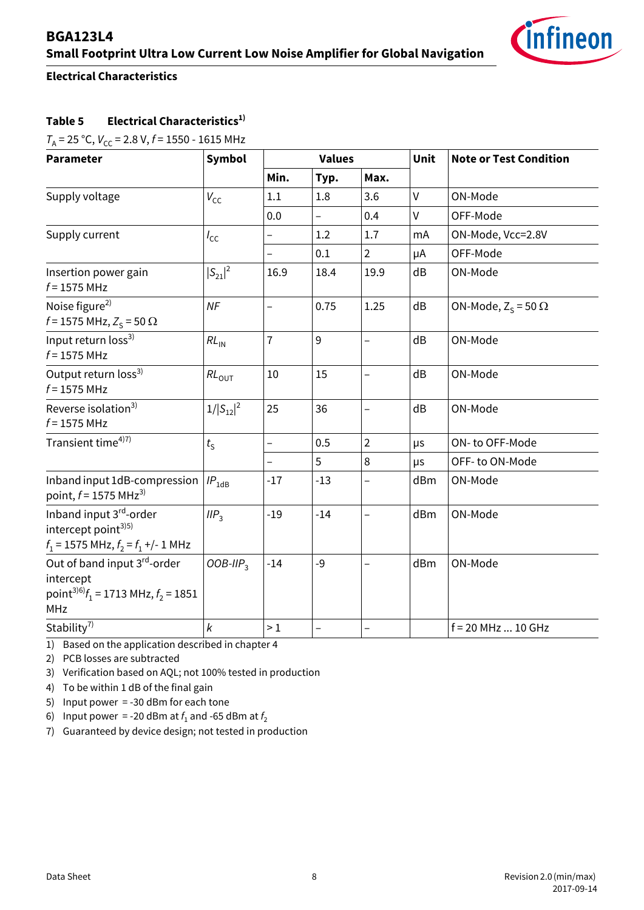## Electrical Characteristics

**Table 5 Electrical Characteristics**[1]

$T_A$ = 25 °C, $V_{CC}$ = 2.8 V, $f$ = 1550 - 1615 MHz

| Parameter | Symbol | Values | | | Unit | Note or Test Condition |
|---|---|---|---|---|---|---|
| | | Min. | Typ. | Max. | | |
| Supply voltage | $V_{CC}$ | 1.1 | 1.8 | 3.6 | V | ON-Mode |
| | | 0.0 | – | 0.4 | V | OFF-Mode |
| Supply current | $I_{CC}$ | – | 1.2 | 1.7 | mA | ON-Mode, Vcc=2.8V |
| | | – | 0.1 | 2 | µA | OFF-Mode |
| Insertion power gain $f$ = 1575 MHz | $\|S_{21}\|^2$ | 16.9 | 18.4 | 19.9 | dB | ON-Mode |
| Noise figure[2] $f$ = 1575 MHz, $Z_S$ = 50 Ω | $NF$ | – | 0.75 | 1.25 | dB | ON-Mode, $Z_S$ = 50 Ω |
| Input return loss[3] $f$ = 1575 MHz | $RL_{IN}$ | 7 | 9 | – | dB | ON-Mode |
| Output return loss[3] $f$ = 1575 MHz | $RL_{OUT}$ | 10 | 15 | – | dB | ON-Mode |
| Reverse isolation[3] $f$ = 1575 MHz | $1/\|S_{12}\|^2$ | 25 | 36 | – | dB | ON-Mode |
| Transient time[4][7] | $t_S$ | – | 0.5 | 2 | µs | ON- to OFF-Mode |
| | | – | 5 | 8 | µs | OFF- to ON-Mode |
| Inband input 1dB-compression point, $f$ = 1575 MHz[3] | $IP_{1dB}$ | -17 | -13 | – | dBm | ON-Mode |
| Inband input 3rd-order intercept point[3][5] $f_1$ = 1575 MHz, $f_2$ = $f_1$ +/- 1 MHz | $IIP_3$ | -19 | -14 | – | dBm | ON-Mode |
| Out of band input 3rd-order intercept point[3][6] $f_1$ = 1713 MHz, $f_2$ = 1851 MHz | $OOB\text{-}IIP_3$ | -14 | -9 | – | dBm | ON-Mode |
| Stability[7] | $k$ | > 1 | – | – | | f = 20 MHz ... 10 GHz |

1) Based on the application described in chapter 4
2) PCB losses are subtracted
3) Verification based on AQL; not 100% tested in production
4) To be within 1 dB of the final gain
5) Input power = -30 dBm for each tone
6) Input power = -20 dBm at $f_1$ and -65 dBm at $f_2$
7) Guaranteed by device design; not tested in production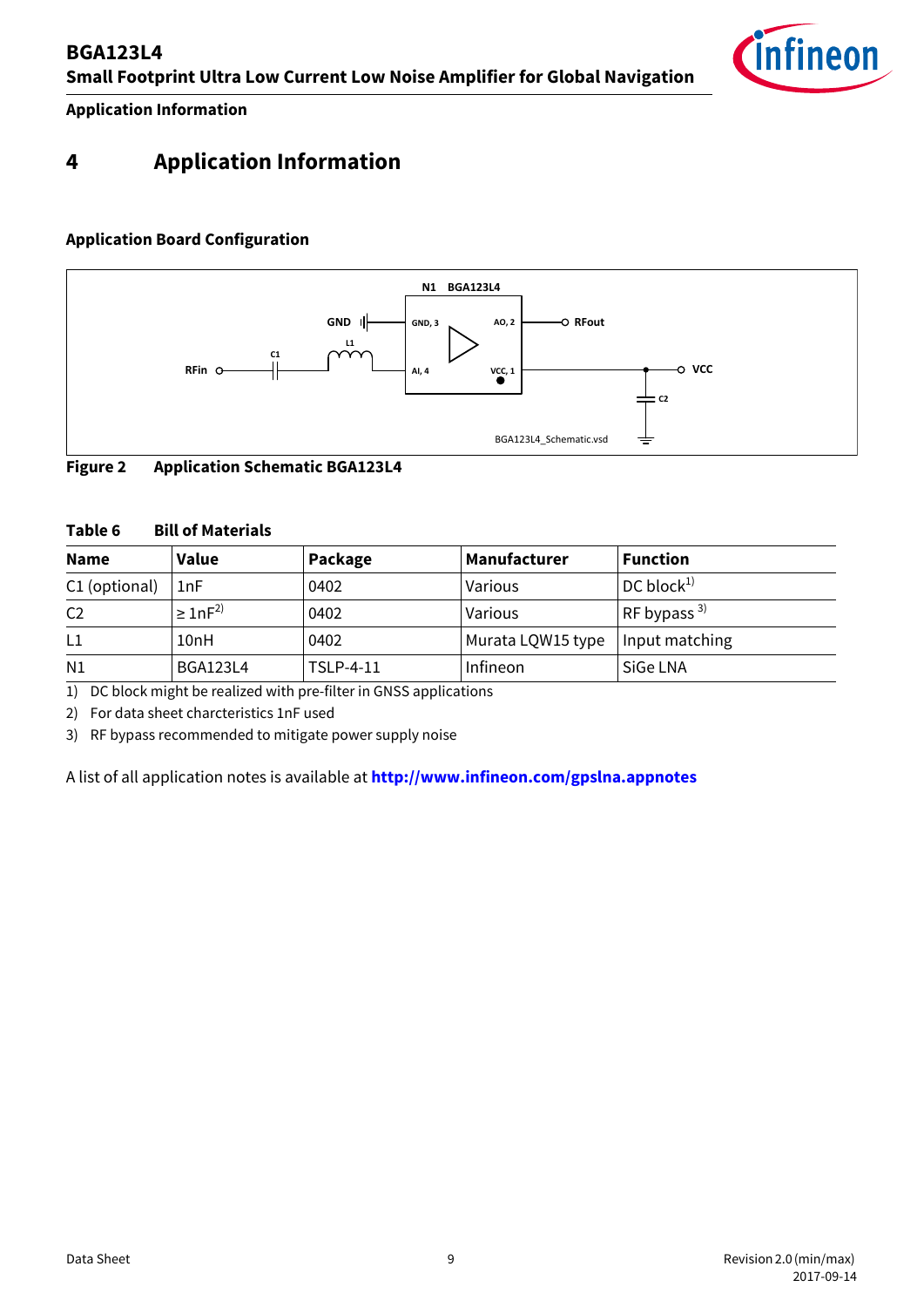# 4 Application Information

### Application Board Configuration

Figure 2 Application Schematic BGA123L4

**Table 6 Bill of Materials**

| Name | Value | Package | Manufacturer | Function |
|---|---|---|---|---|
| C1 (optional) | 1nF | 0402 | Various | DC block[1] |
| C2 | ≥ 1nF[2] | 0402 | Various | RF bypass [3] |
| L1 | 10nH | 0402 | Murata LQW15 type | Input matching |
| N1 | BGA123L4 | TSLP-4-11 | Infineon | SiGe LNA |

1) DC block might be realized with pre-filter in GNSS applications

2) For data sheet charcteristics 1nF used

3) RF bypass recommended to mitigate power supply noise

A list of all application notes is available at **http://www.infineon.com/gpslna.appnotes**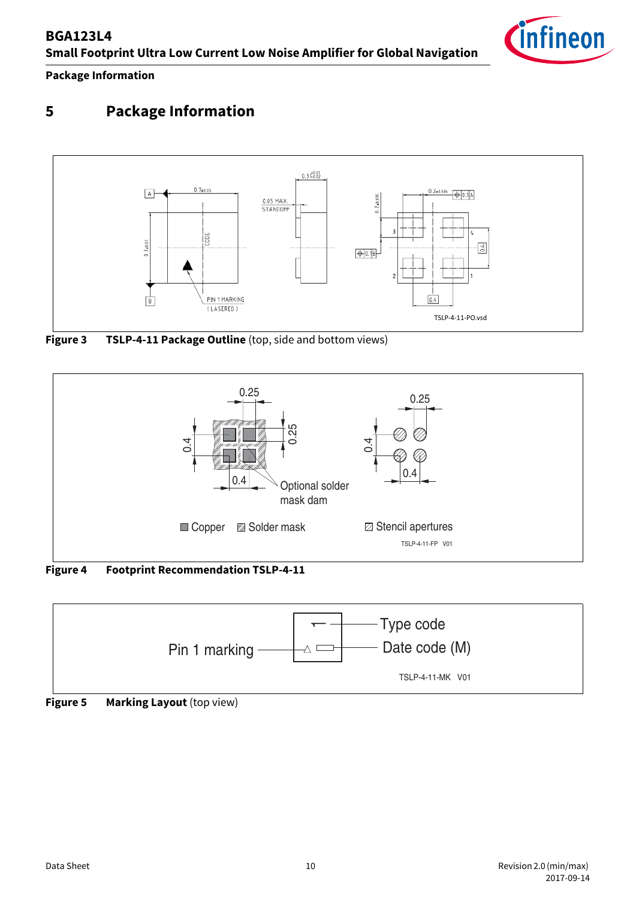# 5 Package Information

**Figure 3 TSLP-4-11 Package Outline** (top, side and bottom views)

**Figure 4 Footprint Recommendation TSLP-4-11**

**Figure 5 Marking Layout** (top view)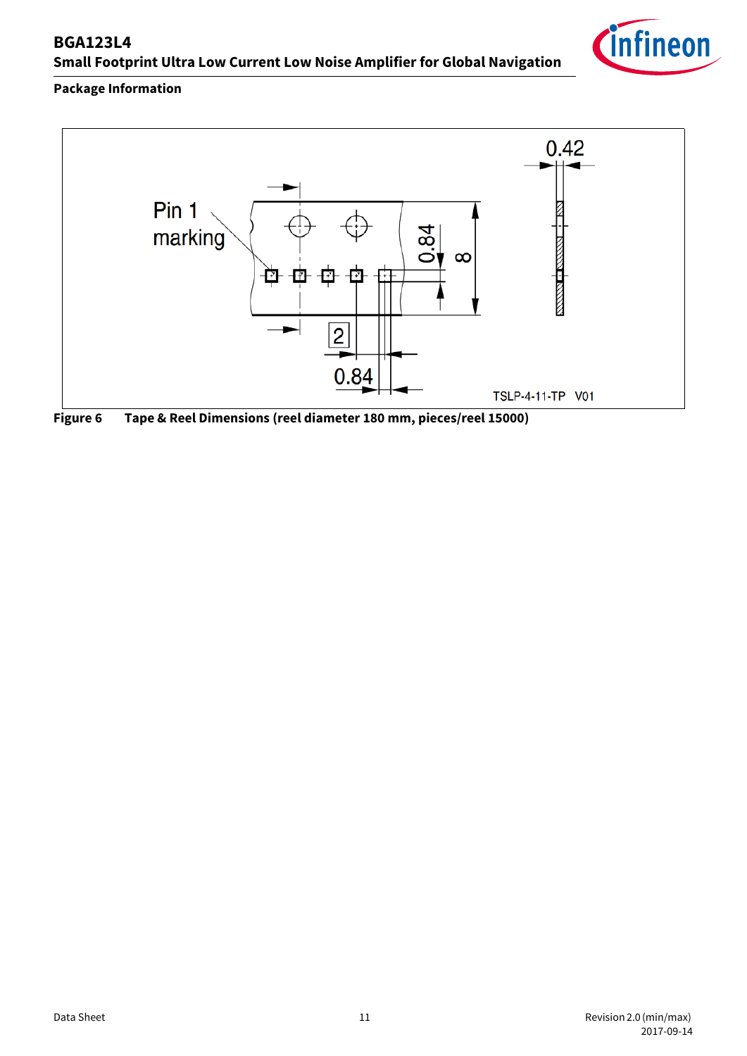Package Information

Figure 6 Tape & Reel Dimensions (reel diameter 180 mm, pieces/reel 15000)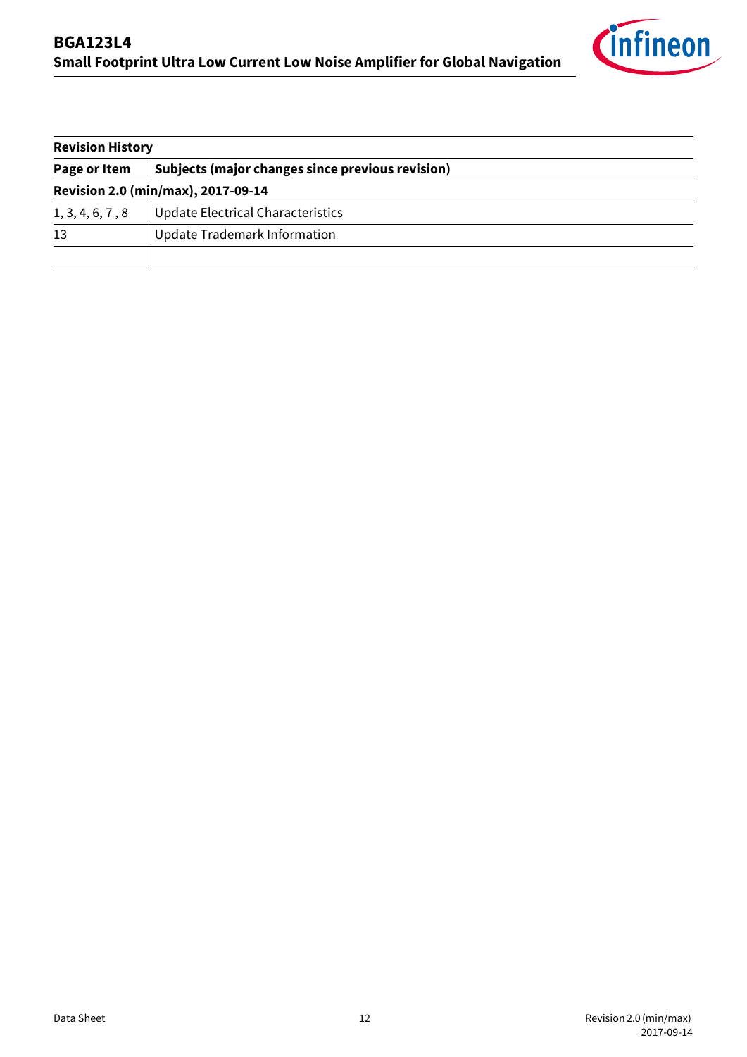| Revision History | |
|---|---|
| **Page or Item** | **Subjects (major changes since previous revision)** |
| **Revision 2.0 (min/max), 2017-09-14** | |
| 1, 3, 4, 6, 7 , 8 | Update Electrical Characteristics |
| 13 | Update Trademark Information |
| | |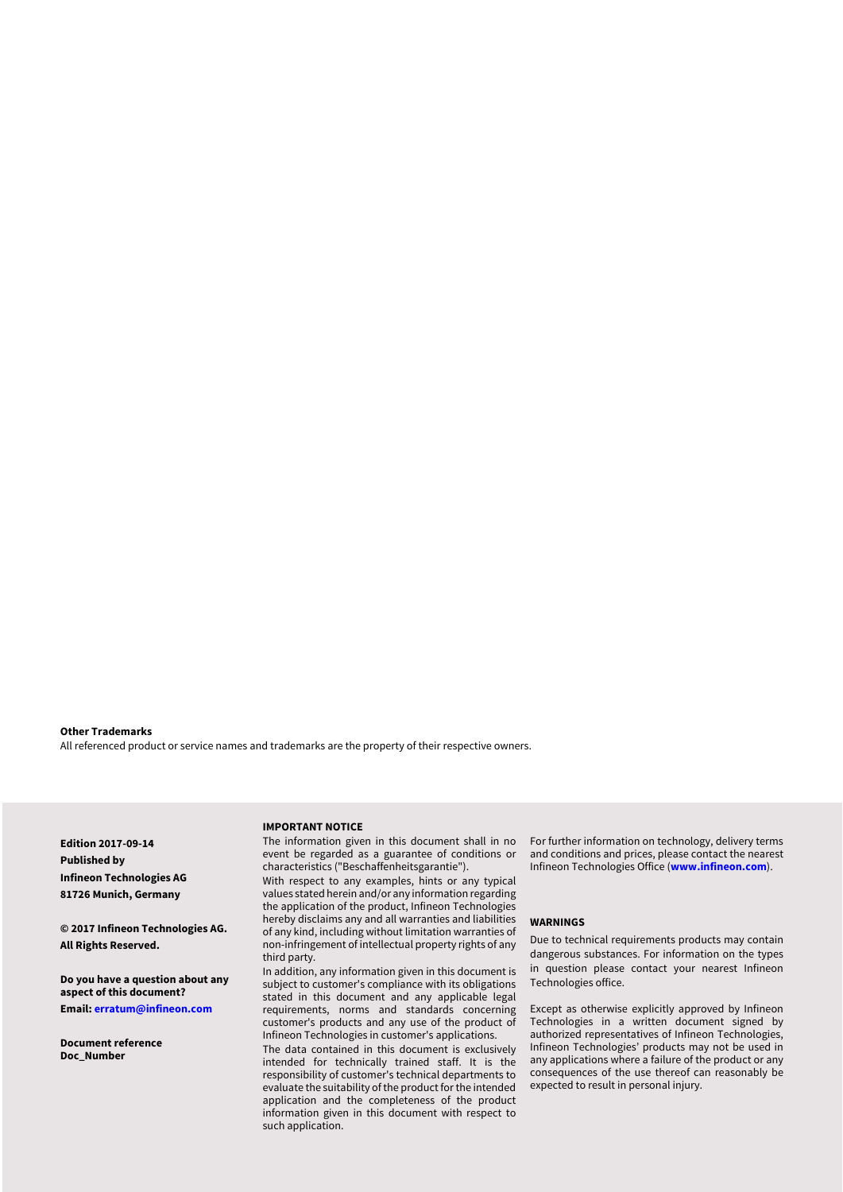**Other Trademarks**
All referenced product or service names and trademarks are the property of their respective owners.

**Edition 2017-09-14**
**Published by**
**Infineon Technologies AG**
**81726 Munich, Germany**

**© 2017 Infineon Technologies AG.**
**All Rights Reserved.**

**Do you have a question about any aspect of this document?**
**Email: erratum@infineon.com**

**Document reference**
**Doc_Number**

**IMPORTANT NOTICE**

The information given in this document shall in no event be regarded as a guarantee of conditions or characteristics ("Beschaffenheitsgarantie").

With respect to any examples, hints or any typical values stated herein and/or any information regarding the application of the product, Infineon Technologies hereby disclaims any and all warranties and liabilities of any kind, including without limitation warranties of non-infringement of intellectual property rights of any third party.

In addition, any information given in this document is subject to customer's compliance with its obligations stated in this document and any applicable legal requirements, norms and standards concerning customer's products and any use of the product of Infineon Technologies in customer's applications.

The data contained in this document is exclusively intended for technically trained staff. It is the responsibility of customer's technical departments to evaluate the suitability of the product for the intended application and the completeness of the product information given in this document with respect to such application.

For further information on technology, delivery terms and conditions and prices, please contact the nearest Infineon Technologies Office (**www.infineon.com**).

**WARNINGS**

Due to technical requirements products may contain dangerous substances. For information on the types in question please contact your nearest Infineon Technologies office.

Except as otherwise explicitly approved by Infineon Technologies in a written document signed by authorized representatives of Infineon Technologies, Infineon Technologies' products may not be used in any applications where a failure of the product or any consequences of the use thereof can reasonably be expected to result in personal injury.